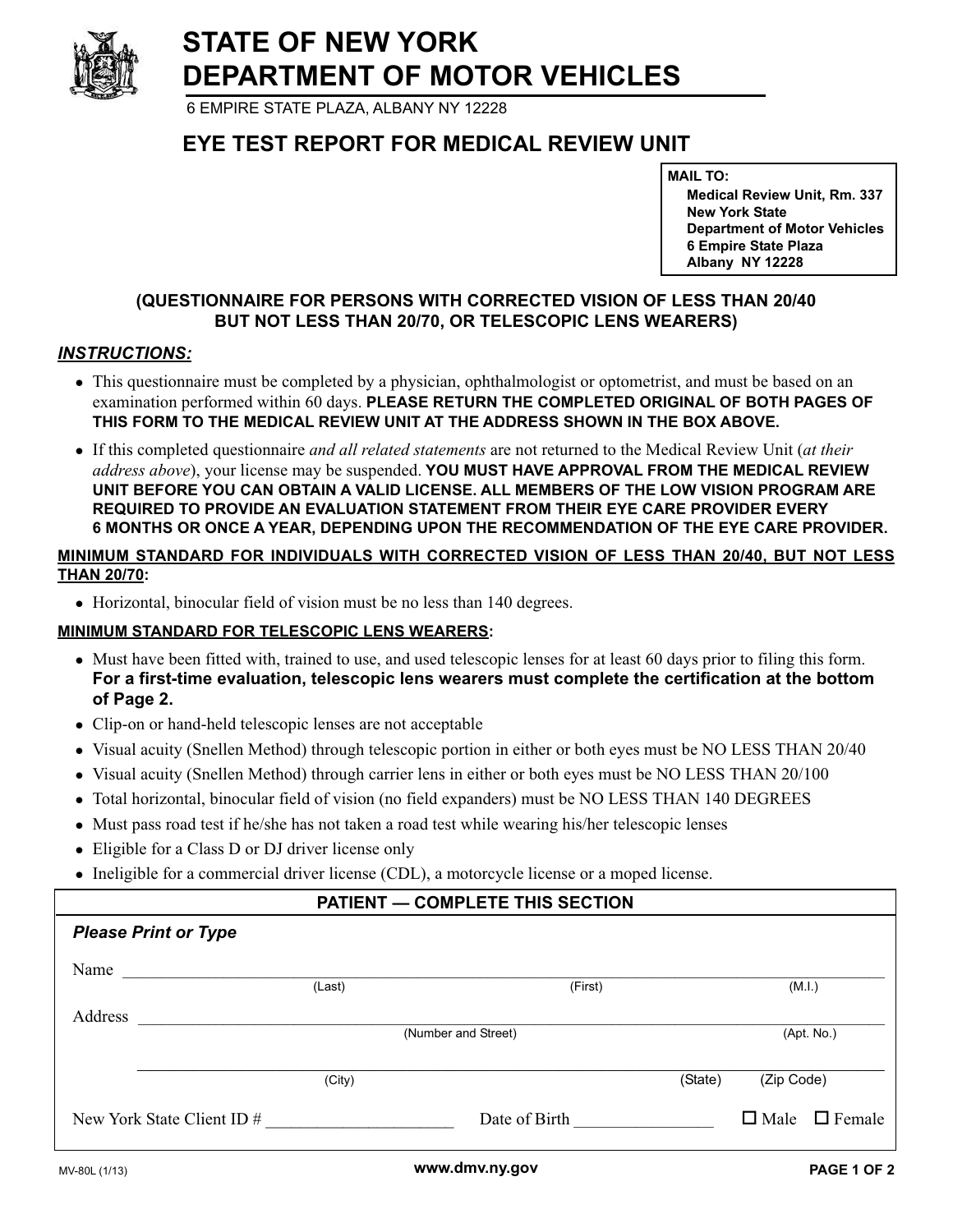# STATE OF NEW YORK
# DEPARTMENT OF MOTOR VEHICLES

6 EMPIRE STATE PLAZA, ALBANY NY 12228

## EYE TEST REPORT FOR MEDICAL REVIEW UNIT

**MAIL TO:**
**Medical Review Unit, Rm. 337**
**New York State**
**Department of Motor Vehicles**
**6 Empire State Plaza**
**Albany NY 12228**

**(QUESTIONNAIRE FOR PERSONS WITH CORRECTED VISION OF LESS THAN 20/40 BUT NOT LESS THAN 20/70, OR TELESCOPIC LENS WEARERS)**

***INSTRUCTIONS:***

- This questionnaire must be completed by a physician, ophthalmologist or optometrist, and must be based on an examination performed within 60 days. **PLEASE RETURN THE COMPLETED ORIGINAL OF BOTH PAGES OF THIS FORM TO THE MEDICAL REVIEW UNIT AT THE ADDRESS SHOWN IN THE BOX ABOVE.**
- If this completed questionnaire *and all related statements* are not returned to the Medical Review Unit (*at their address above*), your license may be suspended. **YOU MUST HAVE APPROVAL FROM THE MEDICAL REVIEW UNIT BEFORE YOU CAN OBTAIN A VALID LICENSE. ALL MEMBERS OF THE LOW VISION PROGRAM ARE REQUIRED TO PROVIDE AN EVALUATION STATEMENT FROM THEIR EYE CARE PROVIDER EVERY 6 MONTHS OR ONCE A YEAR, DEPENDING UPON THE RECOMMENDATION OF THE EYE CARE PROVIDER.**

**MINIMUM STANDARD FOR INDIVIDUALS WITH CORRECTED VISION OF LESS THAN 20/40, BUT NOT LESS THAN 20/70:**

- Horizontal, binocular field of vision must be no less than 140 degrees.

**MINIMUM STANDARD FOR TELESCOPIC LENS WEARERS:**

- Must have been fitted with, trained to use, and used telescopic lenses for at least 60 days prior to filing this form. **For a first-time evaluation, telescopic lens wearers must complete the certification at the bottom of Page 2.**
- Clip-on or hand-held telescopic lenses are not acceptable
- Visual acuity (Snellen Method) through telescopic portion in either or both eyes must be NO LESS THAN 20/40
- Visual acuity (Snellen Method) through carrier lens in either or both eyes must be NO LESS THAN 20/100
- Total horizontal, binocular field of vision (no field expanders) must be NO LESS THAN 140 DEGREES
- Must pass road test if he/she has not taken a road test while wearing his/her telescopic lenses
- Eligible for a Class D or DJ driver license only
- Ineligible for a commercial driver license (CDL), a motorcycle license or a moped license.

### PATIENT — COMPLETE THIS SECTION

***Please Print or Type***

Name ______________________________________________________________
(Last) (First) (M.I.)

Address ____________________________________________________________
(Number and Street) (Apt. No.)

____________________________________________________________________
(City) (State) (Zip Code)

New York State Client # ______________________ Date of Birth ________________ ☐ Male ☐ Female

MV-80L (1/13)

www.dmv.ny.gov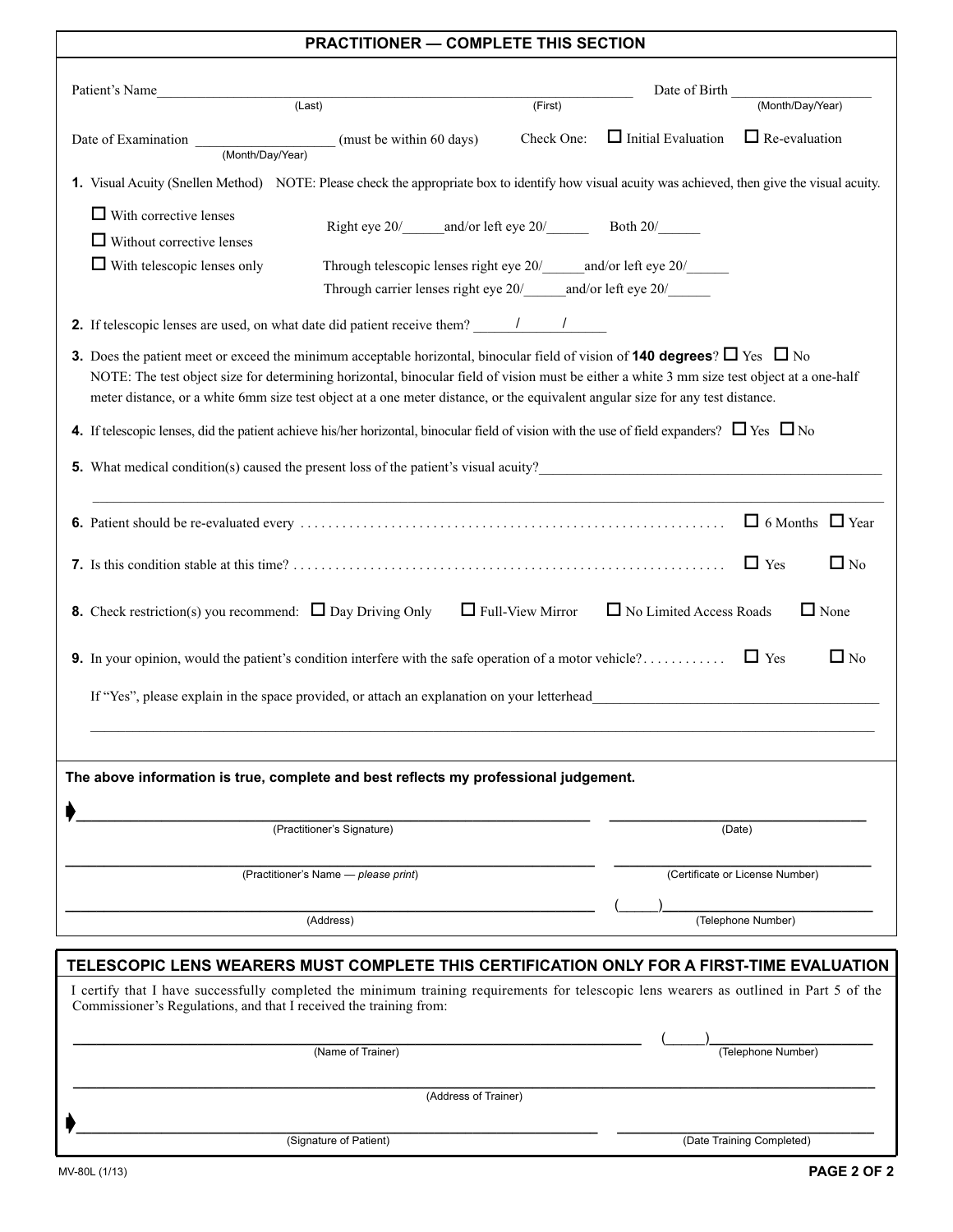## PRACTITIONER — COMPLETE THIS SECTION

Patient's Name ______________________________ (Last) ______________________________ (First) Date of Birth ______________ (Month/Day/Year)

Date of Examination ______________ (Month/Day/Year) (must be within 60 days) Check One: ☐ Initial Evaluation ☐ Re-evaluation

**1.** Visual Acuity (Snellen Method) NOTE: Please check the appropriate box to identify how visual acuity was achieved, then give the visual acuity.

- ☐ With corrective lenses
- ☐ Without corrective lenses

Right eye 20/______ and/or left eye 20/______ Both 20/______

- ☐ With telescopic lenses only

Through telescopic lenses right eye 20/______ and/or left eye 20/______

Through carrier lenses right eye 20/______ and/or left eye 20/______

**2.** If telescopic lenses are used, on what date did patient receive them? ______/______/______

**3.** Does the patient meet or exceed the minimum acceptable horizontal, binocular field of vision of **140 degrees**? ☐ Yes ☐ No

NOTE: The test object size for determining horizontal, binocular field of vision must be either a white 3 mm size test object at a one-half meter distance, or a white 6mm size test object at a one meter distance, or the equivalent angular size for any test distance.

**4.** If telescopic lenses, did the patient achieve his/her horizontal, binocular field of vision with the use of field expanders? ☐ Yes ☐ No

**5.** What medical condition(s) caused the present loss of the patient's visual acuity? ______________________________

______________________________

**6.** Patient should be re-evaluated every ............ ☐ 6 Months ☐ Year

**7.** Is this condition stable at this time? ............ ☐ Yes ☐ No

**8.** Check restriction(s) you recommend: ☐ Day Driving Only ☐ Full-View Mirror ☐ No Limited Access Roads ☐ None

**9.** In your opinion, would the patient's condition interfere with the safe operation of a motor vehicle? ............ ☐ Yes ☐ No

If "Yes", please explain in the space provided, or attach an explanation on your letterhead ______________________________

______________________________

**The above information is true, complete and best reflects my professional judgement.**

➧ ______________________________ (Practitioner's Signature) ______________ (Date)

______________________________ (Practitioner's Name — *please print*) ______________ (Certificate or License Number)

______________________________ (Address) (_____)______________ (Telephone Number)

## TELESCOPIC LENS WEARERS MUST COMPLETE THIS CERTIFICATION ONLY FOR A FIRST-TIME EVALUATION

I certify that I have successfully completed the minimum training requirements for telescopic lens wearers as outlined in Part 5 of the Commissioner's Regulations, and that I received the training from:

______________________________ (Name of Trainer) (_____)______________ (Telephone Number)

______________________________ (Address of Trainer)

➧ ______________________________ (Signature of Patient) ______________ (Date Training Completed)

MV-80L (1/13)